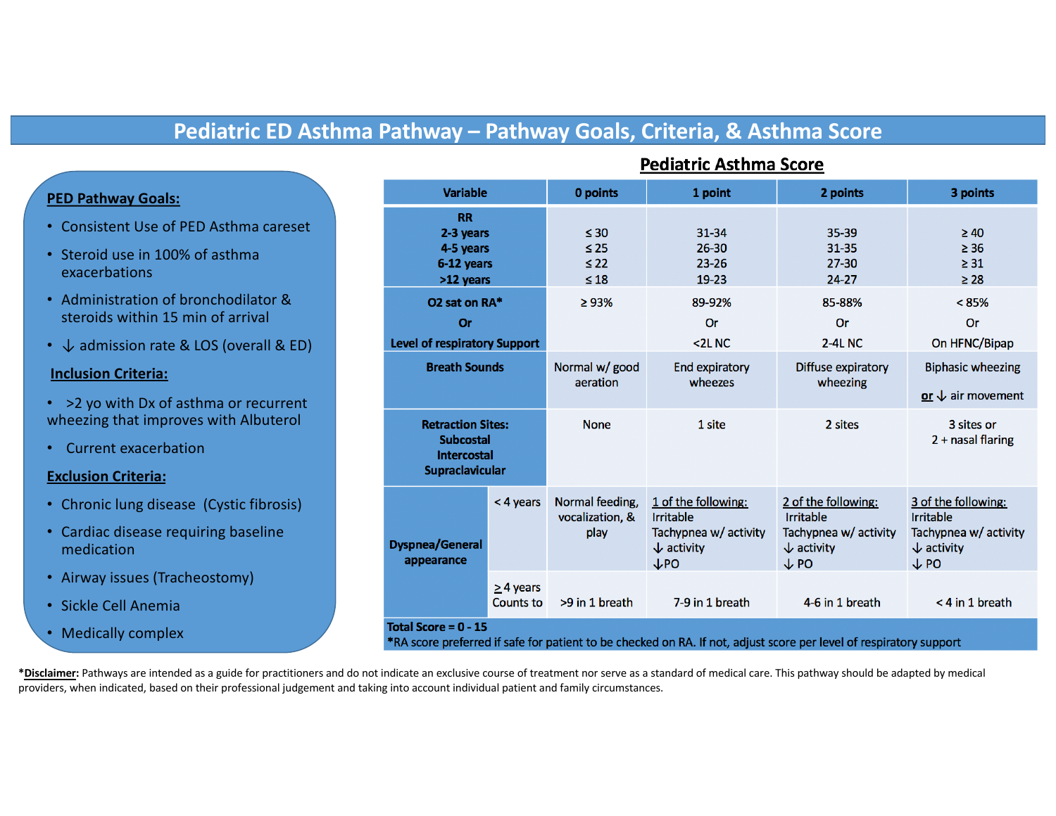# Pediatric ED Asthma Pathway – Pathway Goals, Criteria, & Asthma Score

## PED Pathway Goals:

- Consistent Use of PED Asthma careset
- Steroid use in 100% of asthma exacerbations
- Administration of bronchodilator & steroids within 15 min of arrival
- ↓ admission rate & LOS (overall & ED)

## Inclusion Criteria:

- >2 yo with Dx of asthma or recurrent wheezing that improves with Albuterol
- Current exacerbation

## Exclusion Criteria:

- Chronic lung disease (Cystic fibrosis)
- Cardiac disease requiring baseline medication
- Airway issues (Tracheostomy)
- Sickle Cell Anemia
- Medically complex

## Pediatric Asthma Score

| Variable | | 0 points | 1 point | 2 points | 3 points |
|---|---|---|---|---|---|
| **RR** **2-3 years** **4-5 years** **6-12 years** **>12 years** | | ≤ 30<br>≤ 25<br>≤ 22<br>≤ 18 | 31-34<br>26-30<br>23-26<br>19-23 | 35-39<br>31-35<br>27-30<br>24-27 | ≥ 40<br>≥ 36<br>≥ 31<br>≥ 28 |
| **O2 sat on RA*** **Or** **Level of respiratory Support** | | ≥ 93% | 89-92% Or <2L NC | 85-88% Or 2-4L NC | < 85% Or On HFNC/Bipap |
| **Breath Sounds** | | Normal w/ good aeration | End expiratory wheezes | Diffuse expiratory wheezing | Biphasic wheezing **or** ↓ air movement |
| **Retraction Sites:** **Subcostal** **Intercostal** **Supraclavicular** | | None | 1 site | 2 sites | 3 sites or 2 + nasal flaring |
| **Dyspnea/General appearance** | < 4 years | Normal feeding, vocalization, & play | 1 of the following: Irritable, Tachypnea w/ activity, ↓ activity, ↓PO | 2 of the following: Irritable, Tachypnea w/ activity, ↓ activity, ↓ PO | 3 of the following: Irritable, Tachypnea w/ activity, ↓ activity, ↓ PO |
| | ≥ 4 years Counts to | >9 in 1 breath | 7-9 in 1 breath | 4-6 in 1 breath | < 4 in 1 breath |

**Total Score = 0 - 15**
*RA score preferred if safe for patient to be checked on RA. If not, adjust score per level of respiratory support

***Disclaimer**: Pathways are intended as a guide for practitioners and do not indicate an exclusive course of treatment nor serve as a standard of medical care. This pathway should be adapted by medical providers, when indicated, based on their professional judgement and taking into account individual patient and family circumstances.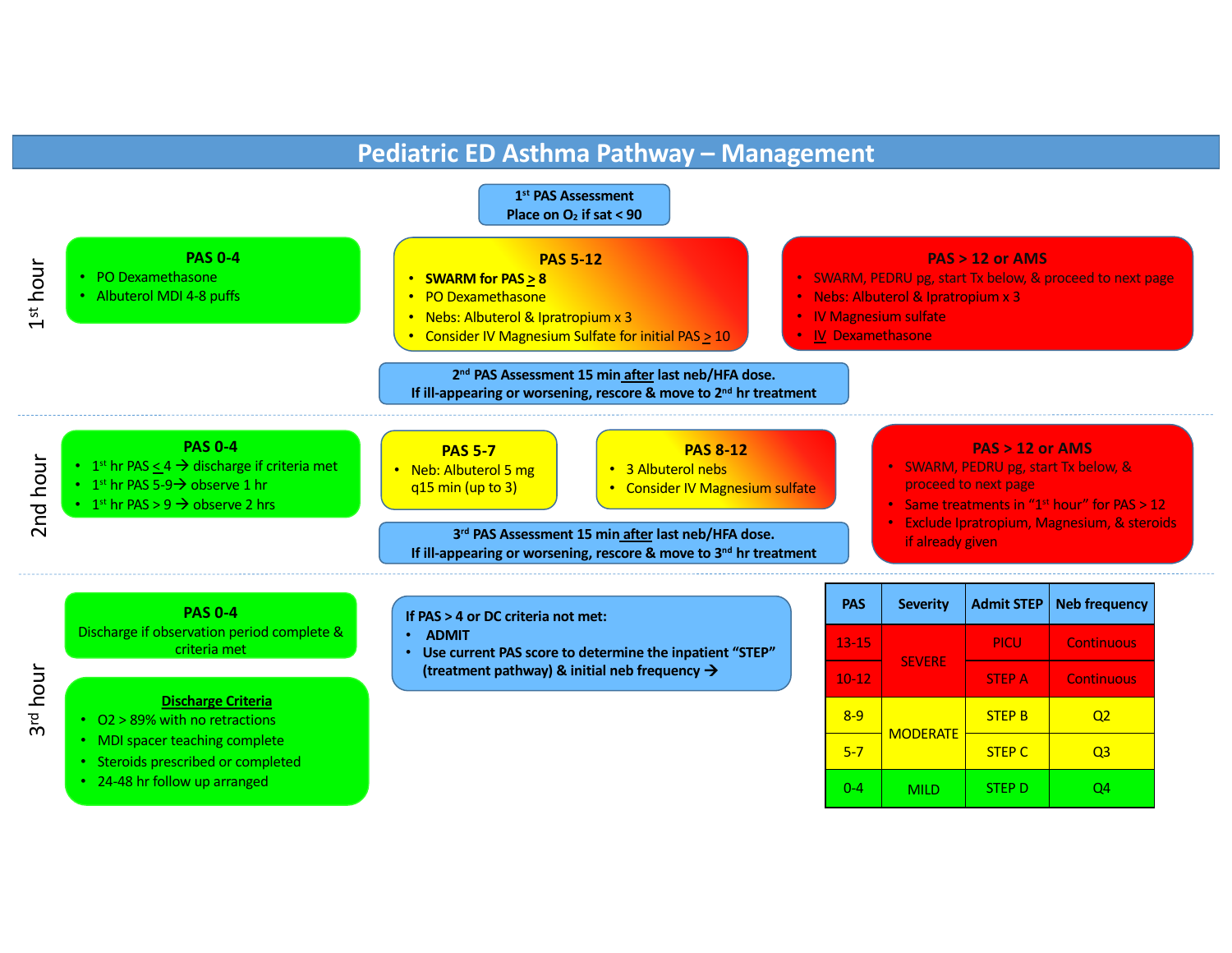# Pediatric ED Asthma Pathway – Management

**1st PAS Assessment**
**Place on $O_2$ if sat < 90**

## 1st hour

**PAS 0-4**
- PO Dexamethasone
- Albuterol MDI 4-8 puffs

**PAS 5-12**
- **SWARM for PAS ≥ 8**
- PO Dexamethasone
- Nebs: Albuterol & Ipratropium x 3
- Consider IV Magnesium Sulfate for initial PAS ≥ 10

**PAS > 12 or AMS**
- SWARM, PEDRU pg, start Tx below, & proceed to next page
- Nebs: Albuterol & Ipratropium x 3
- IV Magnesium sulfate
- IV Dexamethasone

**2nd PAS Assessment 15 min after last neb/HFA dose.**
**If ill-appearing or worsening, rescore & move to 2nd hr treatment**

## 2nd hour

**PAS 0-4**
- 1st hr PAS ≤ 4 → discharge if criteria met
- 1st hr PAS 5-9→ observe 1 hr
- 1st hr PAS > 9 → observe 2 hrs

**PAS 5-7**
- Neb: Albuterol 5 mg q15 min (up to 3)

**PAS 8-12**
- 3 Albuterol nebs
- Consider IV Magnesium sulfate

**PAS > 12 or AMS**
- SWARM, PEDRU pg, start Tx below, & proceed to next page
- Same treatments in "1st hour" for PAS > 12
- Exclude Ipratropium, Magnesium, & steroids if already given

**3rd PAS Assessment 15 min after last neb/HFA dose.**
**If ill-appearing or worsening, rescore & move to 3rd hr treatment**

## 3rd hour

**PAS 0-4**
Discharge if observation period complete & criteria met

**Discharge Criteria**
- O2 > 89% with no retractions
- MDI spacer teaching complete
- Steroids prescribed or completed
- 24-48 hr follow up arranged

If PAS > 4 or DC criteria not met:
- ADMIT
- Use current PAS score to determine the inpatient "STEP" (treatment pathway) & initial neb frequency →

| PAS | Severity | Admit STEP | Neb frequency |
|---|---|---|---|
| 13-15 | SEVERE | PICU | Continuous |
| 10-12 | SEVERE | STEP A | Continuous |
| 8-9 | MODERATE | STEP B | Q2 |
| 5-7 | MODERATE | STEP C | Q3 |
| 0-4 | MILD | STEP D | Q4 |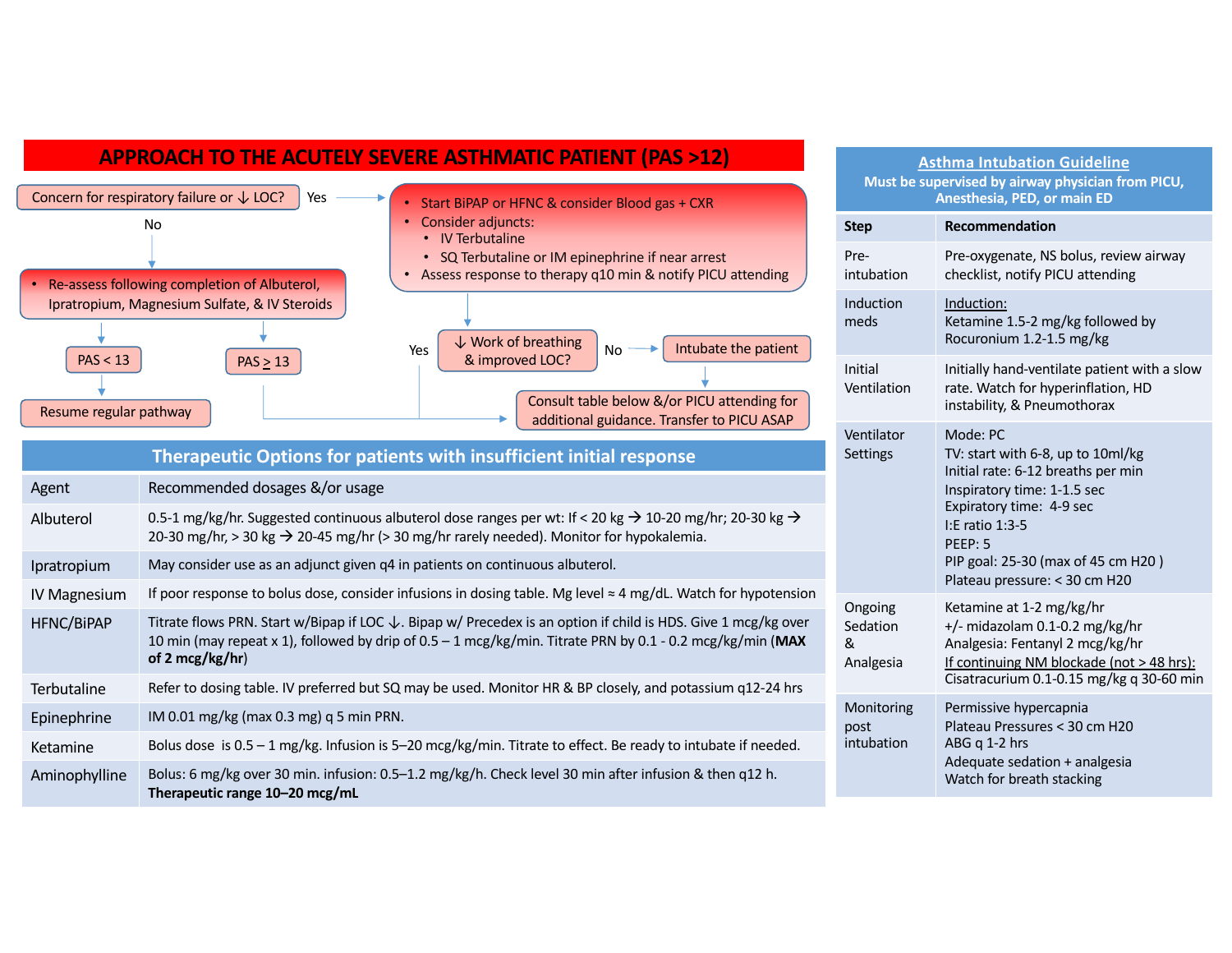# APPROACH TO THE ACUTELY SEVERE ASTHMATIC PATIENT (PAS >12)

Concern for respiratory failure or ↓ LOC?

- **Yes** →
  - Start BiPAP or HFNC & consider Blood gas + CXR
  - Consider adjuncts:
    - IV Terbutaline
    - SQ Terbutaline or IM epinephrine if near arrest
  - Assess response to therapy q10 min & notify PICU attending
  - ↓ Work of breathing & improved LOC?
    - **Yes** → Consult table below &/or PICU attending for additional guidance. Transfer to PICU ASAP
    - **No** → Intubate the patient → Consult table below &/or PICU attending for additional guidance. Transfer to PICU ASAP
- **No** →
  - Re-assess following completion of Albuterol, Ipratropium, Magnesium Sulfate, & IV Steroids
    - PAS < 13 → Resume regular pathway
    - PAS ≥ 13 → Consult table below &/or PICU attending for additional guidance. Transfer to PICU ASAP

## Therapeutic Options for patients with insufficient initial response

| Agent | Recommended dosages &/or usage |
|---|---|
| Albuterol | 0.5-1 mg/kg/hr. Suggested continuous albuterol dose ranges per wt: If < 20 kg → 10-20 mg/hr; 20-30 kg → 20-30 mg/hr, > 30 kg → 20-45 mg/hr (> 30 mg/hr rarely needed). Monitor for hypokalemia. |
| Ipratropium | May consider use as an adjunct given q4 in patients on continuous albuterol. |
| IV Magnesium | If poor response to bolus dose, consider infusions in dosing table. Mg level ≈ 4 mg/dL. Watch for hypotension |
| HFNC/BiPAP | Titrate flows PRN. Start w/Bipap if LOC ↓. Bipap w/ Precedex is an option if child is HDS. Give 1 mcg/kg over 10 min (may repeat x 1), followed by drip of 0.5 – 1 mcg/kg/min. Titrate PRN by 0.1 - 0.2 mcg/kg/min (**MAX of 2 mcg/kg/hr**) |
| Terbutaline | Refer to dosing table. IV preferred but SQ may be used. Monitor HR & BP closely, and potassium q12-24 hrs |
| Epinephrine | IM 0.01 mg/kg (max 0.3 mg) q 5 min PRN. |
| Ketamine | Bolus dose is 0.5 – 1 mg/kg. Infusion is 5–20 mcg/kg/min. Titrate to effect. Be ready to intubate if needed. |
| Aminophylline | Bolus: 6 mg/kg over 30 min. infusion: 0.5–1.2 mg/kg/h. Check level 30 min after infusion & then q12 h. **Therapeutic range 10–20 mcg/mL** |

## Asthma Intubation Guideline

**Must be supervised by airway physician from PICU, Anesthesia, PED, or main ED**

| Step | Recommendation |
|---|---|
| Pre-intubation | Pre-oxygenate, NS bolus, review airway checklist, notify PICU attending |
| Induction meds | Induction:<br>Ketamine 1.5-2 mg/kg followed by Rocuronium 1.2-1.5 mg/kg |
| Initial Ventilation | Initially hand-ventilate patient with a slow rate. Watch for hyperinflation, HD instability, & Pneumothorax |
| Ventilator Settings | Mode: PC<br>TV: start with 6-8, up to 10ml/kg<br>Initial rate: 6-12 breaths per min<br>Inspiratory time: 1-1.5 sec<br>Expiratory time: 4-9 sec<br>I:E ratio 1:3-5<br>PEEP: 5<br>PIP goal: 25-30 (max of 45 cm H20 )<br>Plateau pressure: < 30 cm H20 |
| Ongoing Sedation & Analgesia | Ketamine at 1-2 mg/kg/hr<br>+/- midazolam 0.1-0.2 mg/kg/hr<br>Analgesia: Fentanyl 2 mcg/kg/hr<br>If continuing NM blockade (not > 48 hrs):<br>Cisatracurium 0.1-0.15 mg/kg q 30-60 min |
| Monitoring post intubation | Permissive hypercapnia<br>Plateau Pressures < 30 cm H20<br>ABG q 1-2 hrs<br>Adequate sedation + analgesia<br>Watch for breath stacking |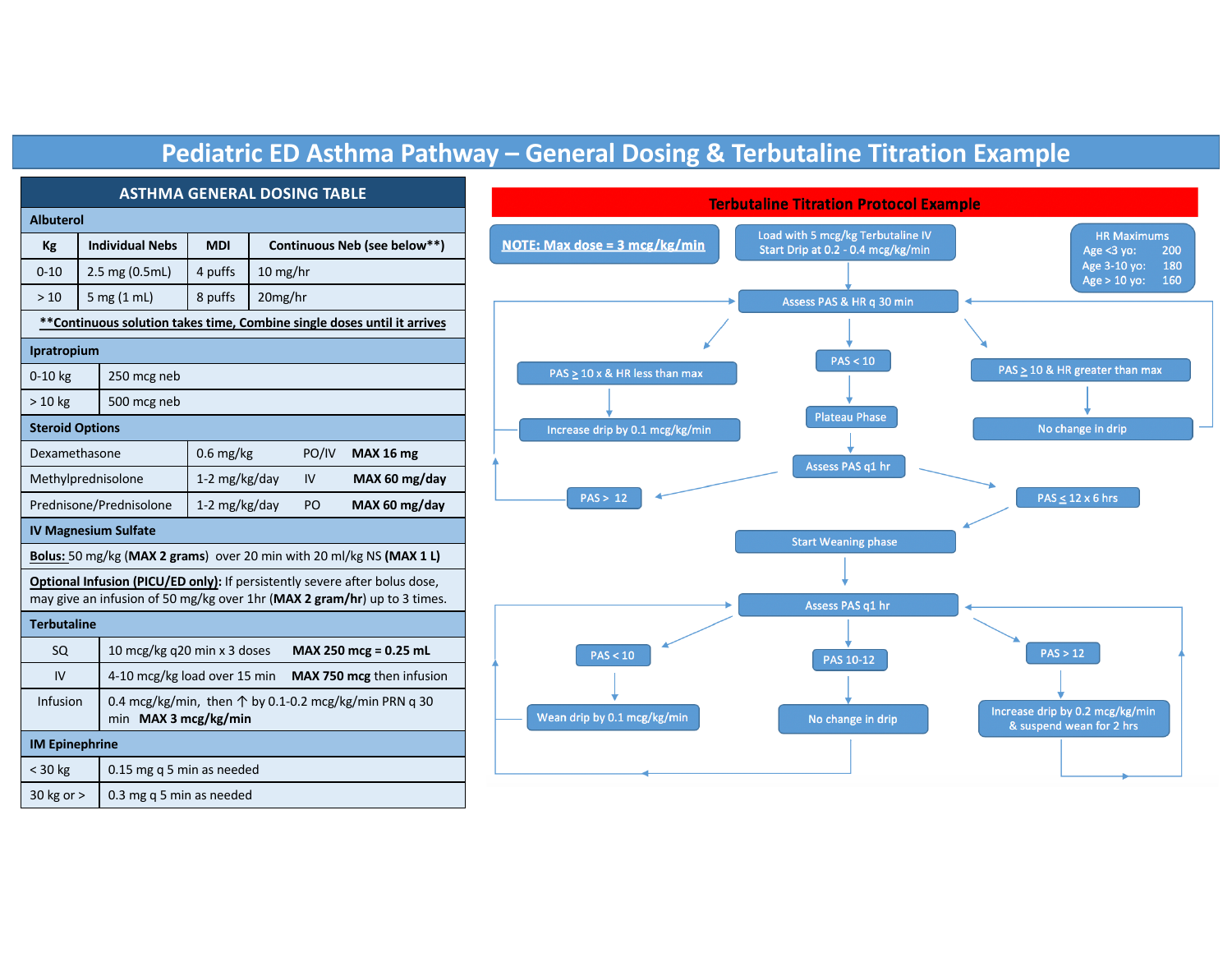# Pediatric ED Asthma Pathway – General Dosing & Terbutaline Titration Example

## ASTHMA GENERAL DOSING TABLE

### Albuterol

| Kg | Individual Nebs | MDI | Continuous Neb (see below**) |
|---|---|---|---|
| 0-10 | 2.5 mg (0.5mL) | 4 puffs | 10 mg/hr |
| > 10 | 5 mg (1 mL) | 8 puffs | 20mg/hr |

****Continuous solution takes time, Combine single doses until it arrives**

### Ipratropium

| | |
|---|---|
| 0-10 kg | 250 mcg neb |
| > 10 kg | 500 mcg neb |

### Steroid Options

| | | | |
|---|---|---|---|
| Dexamethasone | 0.6 mg/kg | PO/IV | **MAX 16 mg** |
| Methylprednisolone | 1-2 mg/kg/day | IV | **MAX 60 mg/day** |
| Prednisone/Prednisolone | 1-2 mg/kg/day | PO | **MAX 60 mg/day** |

### IV Magnesium Sulfate

**Bolus:** 50 mg/kg (**MAX 2 grams**) over 20 min with 20 ml/kg NS (**MAX 1 L**)

**Optional Infusion (PICU/ED only):** If persistently severe after bolus dose, may give an infusion of 50 mg/kg over 1hr (**MAX 2 gram/hr**) up to 3 times.

### Terbutaline

| | |
|---|---|
| SQ | 10 mcg/kg q20 min x 3 doses **MAX 250 mcg = 0.25 mL** |
| IV | 4-10 mcg/kg load over 15 min **MAX 750 mcg** then infusion |
| Infusion | 0.4 mcg/kg/min, then ↑ by 0.1-0.2 mcg/kg/min PRN q 30 min **MAX 3 mcg/kg/min** |

### IM Epinephrine

| | |
|---|---|
| < 30 kg | 0.15 mg q 5 min as needed |
| 30 kg or > | 0.3 mg q 5 min as needed |

## Terbutaline Titration Protocol Example

**NOTE: Max dose = 3 mcg/kg/min**

HR Maximums
- Age <3 yo: 200
- Age 3-10 yo: 180
- Age > 10 yo: 160

Load with 5 mcg/kg Terbutaline IV
Start Drip at 0.2 - 0.4 mcg/kg/min

→ Assess PAS & HR q 30 min
- PAS ≥ 10 x & HR less than max → Increase drip by 0.1 mcg/kg/min → return to Assess PAS & HR q 30 min
- PAS ≥ 10 & HR greater than max → No change in drip → return to Assess PAS & HR q 30 min
- PAS < 10 → Plateau Phase → Assess PAS q1 hr
  - PAS > 12 → return to Assess PAS & HR q 30 min
  - PAS ≤ 12 x 6 hrs → Start Weaning phase

Start Weaning phase → Assess PAS q1 hr
- PAS < 10 → Wean drip by 0.1 mcg/kg/min → return to Assess PAS q1 hr
- PAS 10-12 → No change in drip → return to Assess PAS q1 hr
- PAS > 12 → Increase drip by 0.2 mcg/kg/min & suspend wean for 2 hrs → return to Assess PAS q1 hr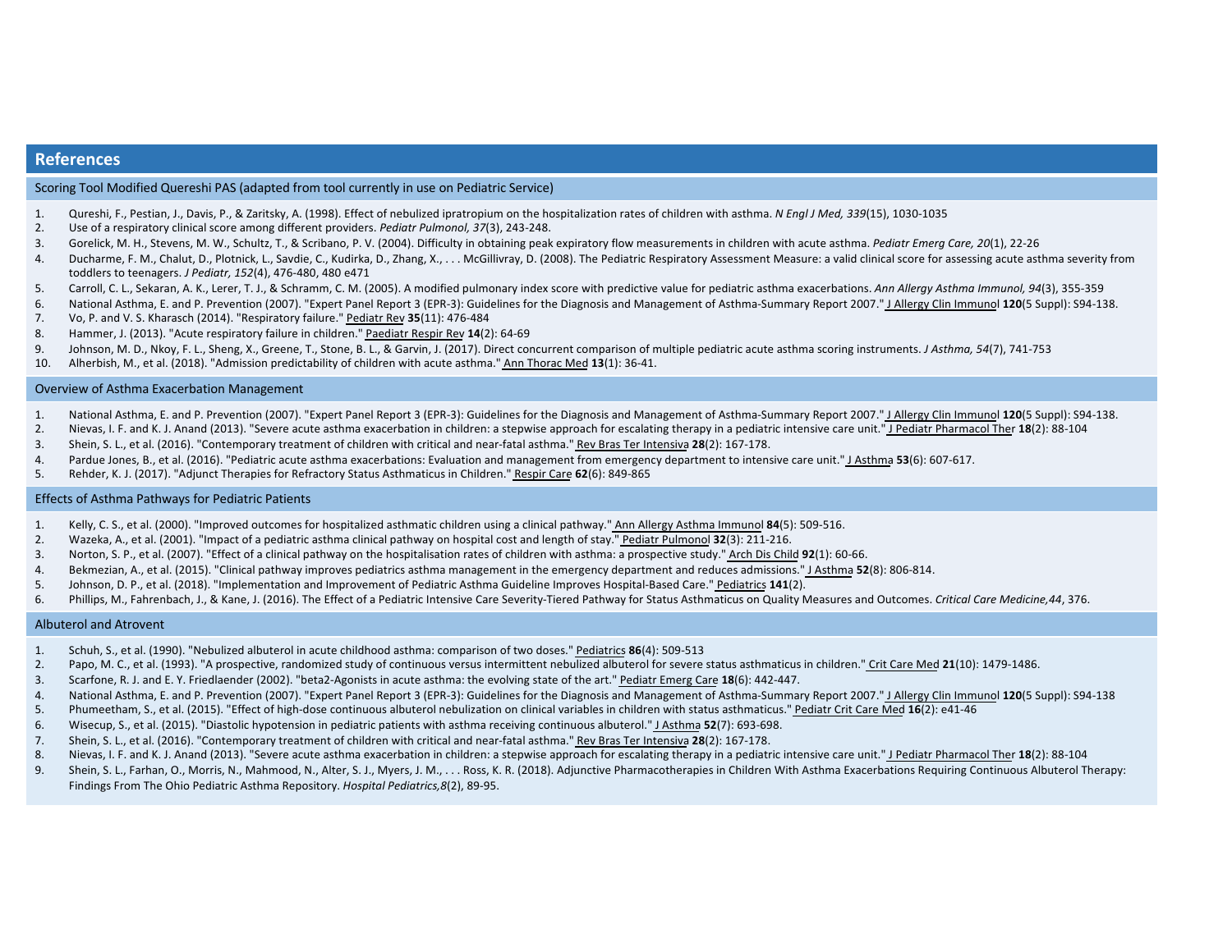# References

## Scoring Tool Modified Quereshi PAS (adapted from tool currently in use on Pediatric Service)

1. Qureshi, F., Pestian, J., Davis, P., & Zaritsky, A. (1998). Effect of nebulized ipratropium on the hospitalization rates of children with asthma. *N Engl J Med, 339*(15), 1030-1035
2. Use of a respiratory clinical score among different providers. *Pediatr Pulmonol, 37*(3), 243-248.
3. Gorelick, M. H., Stevens, M. W., Schultz, T., & Scribano, P. V. (2004). Difficulty in obtaining peak expiratory flow measurements in children with acute asthma. *Pediatr Emerg Care, 20*(1), 22-26
4. Ducharme, F. M., Chalut, D., Plotnick, L., Savdie, C., Kudirka, D., Zhang, X., . . . McGillivray, D. (2008). The Pediatric Respiratory Assessment Measure: a valid clinical score for assessing acute asthma severity from toddlers to teenagers. *J Pediatr, 152*(4), 476-480, 480 e471
5. Carroll, C. L., Sekaran, A. K., Lerer, T. J., & Schramm, C. M. (2005). A modified pulmonary index score with predictive value for pediatric asthma exacerbations. *Ann Allergy Asthma Immunol, 94*(3), 355-359
6. National Asthma, E. and P. Prevention (2007). "Expert Panel Report 3 (EPR-3): Guidelines for the Diagnosis and Management of Asthma-Summary Report 2007." J Allergy Clin Immunol **120**(5 Suppl): S94-138.
7. Vo, P. and V. S. Kharasch (2014). "Respiratory failure." Pediatr Rev **35**(11): 476-484
8. Hammer, J. (2013). "Acute respiratory failure in children." Paediatr Respir Rev **14**(2): 64-69
9. Johnson, M. D., Nkoy, F. L., Sheng, X., Greene, T., Stone, B. L., & Garvin, J. (2017). Direct concurrent comparison of multiple pediatric acute asthma scoring instruments. *J Asthma, 54*(7), 741-753
10. Alherbish, M., et al. (2018). "Admission predictability of children with acute asthma." Ann Thorac Med **13**(1): 36-41.

## Overview of Asthma Exacerbation Management

1. National Asthma, E. and P. Prevention (2007). "Expert Panel Report 3 (EPR-3): Guidelines for the Diagnosis and Management of Asthma-Summary Report 2007." J Allergy Clin Immunol **120**(5 Suppl): S94-138.
2. Nievas, I. F. and K. J. Anand (2013). "Severe acute asthma exacerbation in children: a stepwise approach for escalating therapy in a pediatric intensive care unit." J Pediatr Pharmacol Ther **18**(2): 88-104
3. Shein, S. L., et al. (2016). "Contemporary treatment of children with critical and near-fatal asthma." Rev Bras Ter Intensiva **28**(2): 167-178.
4. Pardue Jones, B., et al. (2016). "Pediatric acute asthma exacerbations: Evaluation and management from emergency department to intensive care unit." J Asthma **53**(6): 607-617.
5. Rehder, K. J. (2017). "Adjunct Therapies for Refractory Status Asthmaticus in Children." Respir Care **62**(6): 849-865

## Effects of Asthma Pathways for Pediatric Patients

1. Kelly, C. S., et al. (2000). "Improved outcomes for hospitalized asthmatic children using a clinical pathway." Ann Allergy Asthma Immunol **84**(5): 509-516.
2. Wazeka, A., et al. (2001). "Impact of a pediatric asthma clinical pathway on hospital cost and length of stay." Pediatr Pulmonol **32**(3): 211-216.
3. Norton, S. P., et al. (2007). "Effect of a clinical pathway on the hospitalisation rates of children with asthma: a prospective study." Arch Dis Child **92**(1): 60-66.
4. Bekmezian, A., et al. (2015). "Clinical pathway improves pediatrics asthma management in the emergency department and reduces admissions." J Asthma **52**(8): 806-814.
5. Johnson, D. P., et al. (2018). "Implementation and Improvement of Pediatric Asthma Guideline Improves Hospital-Based Care." Pediatrics **141**(2).
6. Phillips, M., Fahrenbach, J., & Kane, J. (2016). The Effect of a Pediatric Intensive Care Severity-Tiered Pathway for Status Asthmaticus on Quality Measures and Outcomes. *Critical Care Medicine,44*, 376.

## Albuterol and Atrovent

1. Schuh, S., et al. (1990). "Nebulized albuterol in acute childhood asthma: comparison of two doses." Pediatrics **86**(4): 509-513
2. Papo, M. C., et al. (1993). "A prospective, randomized study of continuous versus intermittent nebulized albuterol for severe status asthmaticus in children." Crit Care Med **21**(10): 1479-1486.
3. Scarfone, R. J. and E. Y. Friedlaender (2002). "beta2-Agonists in acute asthma: the evolving state of the art." Pediatr Emerg Care **18**(6): 442-447.
4. National Asthma, E. and P. Prevention (2007). "Expert Panel Report 3 (EPR-3): Guidelines for the Diagnosis and Management of Asthma-Summary Report 2007." J Allergy Clin Immunol **120**(5 Suppl): S94-138
5. Phumeetham, S., et al. (2015). "Effect of high-dose continuous albuterol nebulization on clinical variables in children with status asthmaticus." Pediatr Crit Care Med **16**(2): e41-46
6. Wisecup, S., et al. (2015). "Diastolic hypotension in pediatric patients with asthma receiving continuous albuterol." J Asthma **52**(7): 693-698.
7. Shein, S. L., et al. (2016). "Contemporary treatment of children with critical and near-fatal asthma." Rev Bras Ter Intensiva **28**(2): 167-178.
8. Nievas, I. F. and K. J. Anand (2013). "Severe acute asthma exacerbation in children: a stepwise approach for escalating therapy in a pediatric intensive care unit." J Pediatr Pharmacol Ther **18**(2): 88-104
9. Shein, S. L., Farhan, O., Morris, N., Mahmood, N., Alter, S. J., Myers, J. M., . . . Ross, K. R. (2018). Adjunctive Pharmacotherapies in Children With Asthma Exacerbations Requiring Continuous Albuterol Therapy: Findings From The Ohio Pediatric Asthma Repository. *Hospital Pediatrics,8*(2), 89-95.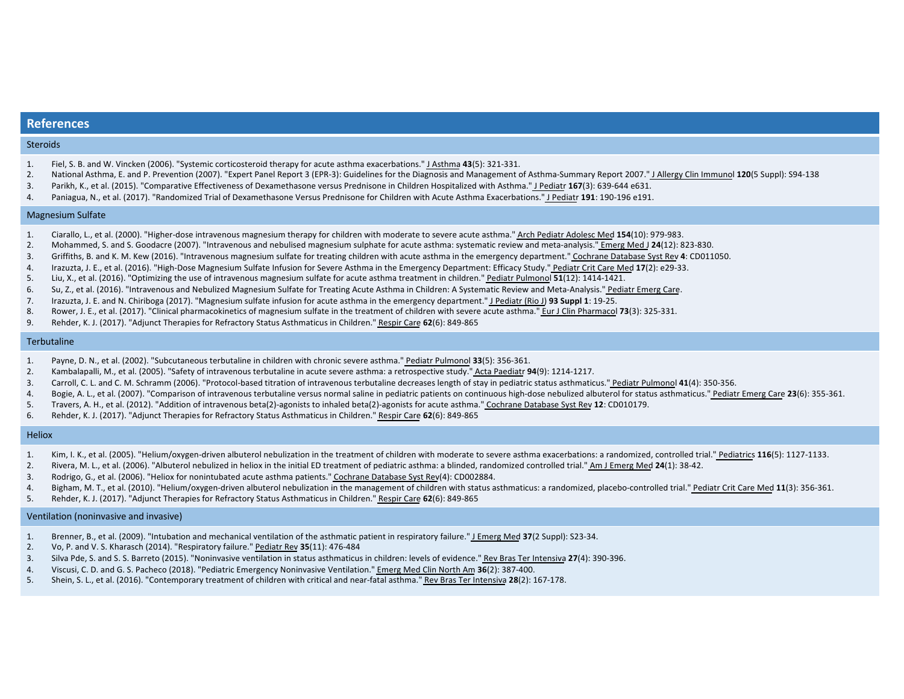## References

### Steroids

1. Fiel, S. B. and W. Vincken (2006). "Systemic corticosteroid therapy for acute asthma exacerbations." J Asthma **43**(5): 321-331.
2. National Asthma, E. and P. Prevention (2007). "Expert Panel Report 3 (EPR-3): Guidelines for the Diagnosis and Management of Asthma-Summary Report 2007." J Allergy Clin Immunol **120**(5 Suppl): S94-138
3. Parikh, K., et al. (2015). "Comparative Effectiveness of Dexamethasone versus Prednisone in Children Hospitalized with Asthma." J Pediatr **167**(3): 639-644 e631.
4. Paniagua, N., et al. (2017). "Randomized Trial of Dexamethasone Versus Prednisone for Children with Acute Asthma Exacerbations." J Pediatr **191**: 190-196 e191.

### Magnesium Sulfate

1. Ciarallo, L., et al. (2000). "Higher-dose intravenous magnesium therapy for children with moderate to severe acute asthma." Arch Pediatr Adolesc Med **154**(10): 979-983.
2. Mohammed, S. and S. Goodacre (2007). "Intravenous and nebulised magnesium sulphate for acute asthma: systematic review and meta-analysis." Emerg Med J **24**(12): 823-830.
3. Griffiths, B. and K. M. Kew (2016). "Intravenous magnesium sulfate for treating children with acute asthma in the emergency department." Cochrane Database Syst Rev **4**: CD011050.
4. Irazuzta, J. E., et al. (2016). "High-Dose Magnesium Sulfate Infusion for Severe Asthma in the Emergency Department: Efficacy Study." Pediatr Crit Care Med **17**(2): e29-33.
5. Liu, X., et al. (2016). "Optimizing the use of intravenous magnesium sulfate for acute asthma treatment in children." Pediatr Pulmonol **51**(12): 1414-1421.
6. Su, Z., et al. (2016). "Intravenous and Nebulized Magnesium Sulfate for Treating Acute Asthma in Children: A Systematic Review and Meta-Analysis." Pediatr Emerg Care.
7. Irazuzta, J. E. and N. Chiriboga (2017). "Magnesium sulfate infusion for acute asthma in the emergency department." J Pediatr (Rio J) **93 Suppl 1**: 19-25.
8. Rower, J. E., et al. (2017). "Clinical pharmacokinetics of magnesium sulfate in the treatment of children with severe acute asthma." Eur J Clin Pharmacol **73**(3): 325-331.
9. Rehder, K. J. (2017). "Adjunct Therapies for Refractory Status Asthmaticus in Children." Respir Care **62**(6): 849-865

### Terbutaline

1. Payne, D. N., et al. (2002). "Subcutaneous terbutaline in children with chronic severe asthma." Pediatr Pulmonol **33**(5): 356-361.
2. Kambalapalli, M., et al. (2005). "Safety of intravenous terbutaline in acute severe asthma: a retrospective study." Acta Paediatr **94**(9): 1214-1217.
3. Carroll, C. L. and C. M. Schramm (2006). "Protocol-based titration of intravenous terbutaline decreases length of stay in pediatric status asthmaticus." Pediatr Pulmonol **41**(4): 350-356.
4. Bogie, A. L., et al. (2007). "Comparison of intravenous terbutaline versus normal saline in pediatric patients on continuous high-dose nebulized albuterol for status asthmaticus." Pediatr Emerg Care **23**(6): 355-361.
5. Travers, A. H., et al. (2012). "Addition of intravenous beta(2)-agonists to inhaled beta(2)-agonists for acute asthma." Cochrane Database Syst Rev **12**: CD010179.
6. Rehder, K. J. (2017). "Adjunct Therapies for Refractory Status Asthmaticus in Children." Respir Care **62**(6): 849-865

### Heliox

1. Kim, I. K., et al. (2005). "Helium/oxygen-driven albuterol nebulization in the treatment of children with moderate to severe asthma exacerbations: a randomized, controlled trial." Pediatrics **116**(5): 1127-1133.
2. Rivera, M. L., et al. (2006). "Albuterol nebulized in heliox in the initial ED treatment of pediatric asthma: a blinded, randomized controlled trial." Am J Emerg Med **24**(1): 38-42.
3. Rodrigo, G., et al. (2006). "Heliox for nonintubated acute asthma patients." Cochrane Database Syst Rev(4): CD002884.
4. Bigham, M. T., et al. (2010). "Helium/oxygen-driven albuterol nebulization in the management of children with status asthmaticus: a randomized, placebo-controlled trial." Pediatr Crit Care Med **11**(3): 356-361.
5. Rehder, K. J. (2017). "Adjunct Therapies for Refractory Status Asthmaticus in Children." Respir Care **62**(6): 849-865

### Ventilation (noninvasive and invasive)

1. Brenner, B., et al. (2009). "Intubation and mechanical ventilation of the asthmatic patient in respiratory failure." J Emerg Med **37**(2 Suppl): S23-34.
2. Vo, P. and V. S. Kharasch (2014). "Respiratory failure." Pediatr Rev **35**(11): 476-484
3. Silva Pde, S. and S. S. Barreto (2015). "Noninvasive ventilation in status asthmaticus in children: levels of evidence." Rev Bras Ter Intensiva **27**(4): 390-396.
4. Viscusi, C. D. and G. S. Pacheco (2018). "Pediatric Emergency Noninvasive Ventilation." Emerg Med Clin North Am **36**(2): 387-400.
5. Shein, S. L., et al. (2016). "Contemporary treatment of children with critical and near-fatal asthma." Rev Bras Ter Intensiva **28**(2): 167-178.